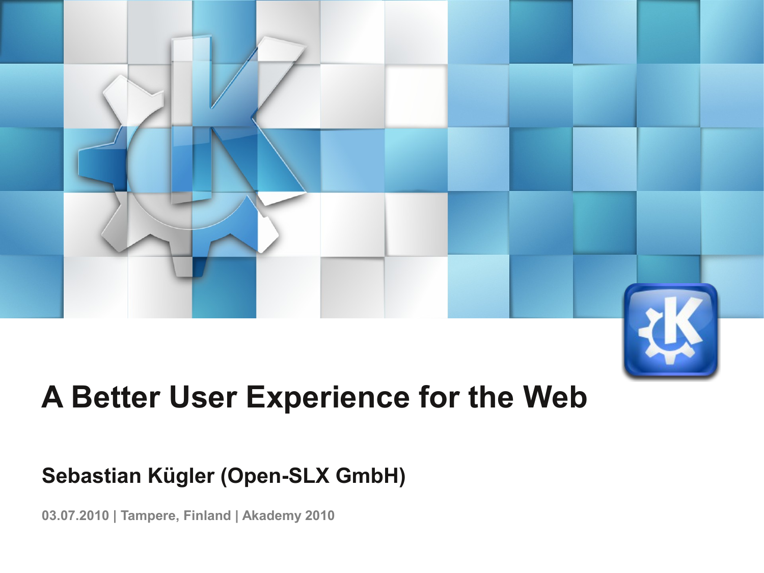# A Better User Experience for the Web

**Sebastian Kügler (Open-SLX GmbH)**

**03.07.2010 | Tampere, Finland | Akademy 2010**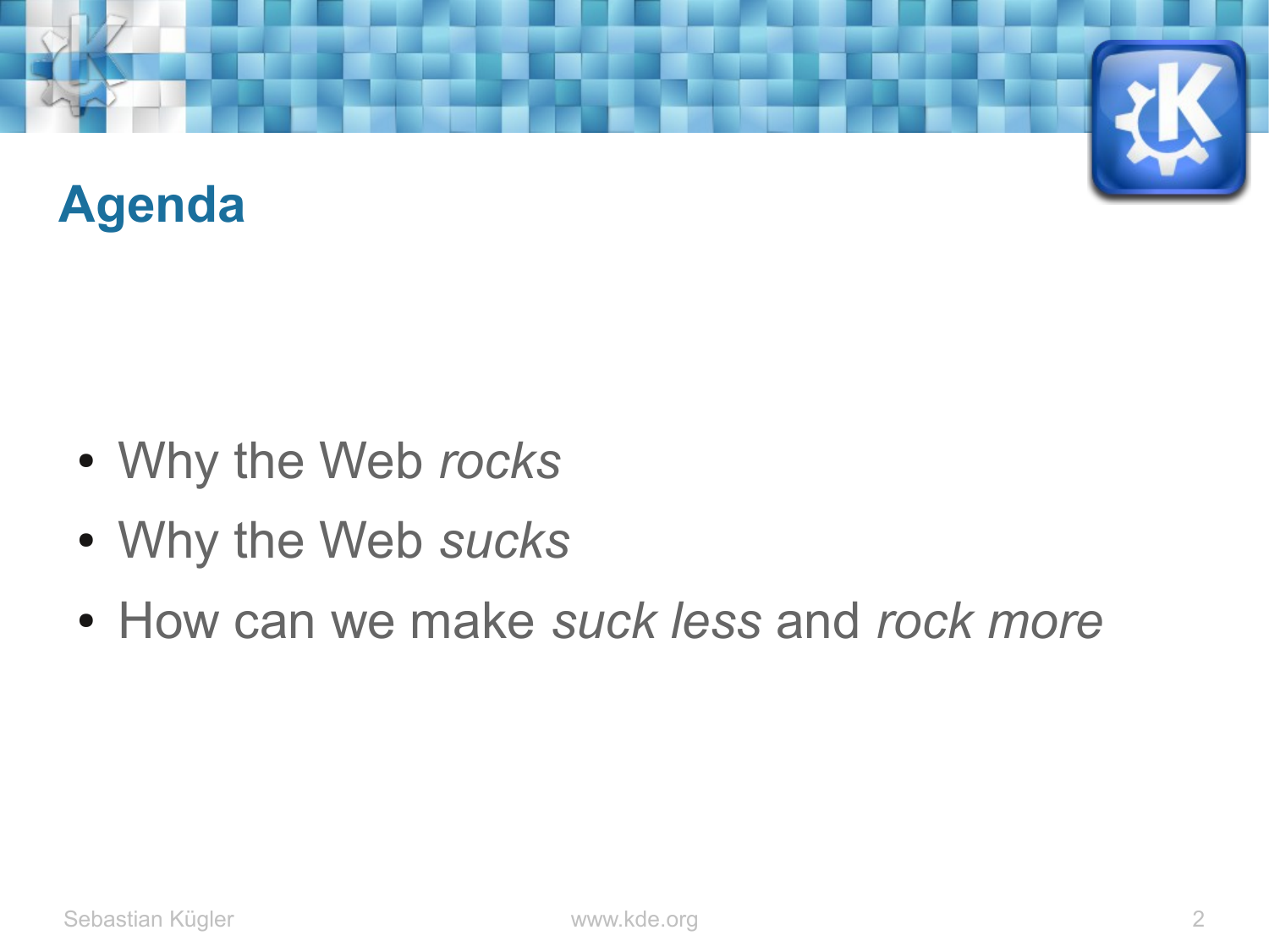## Agenda

- Why the Web *rocks*
- Why the Web *sucks*
- How can we make *suck less* and *rock more*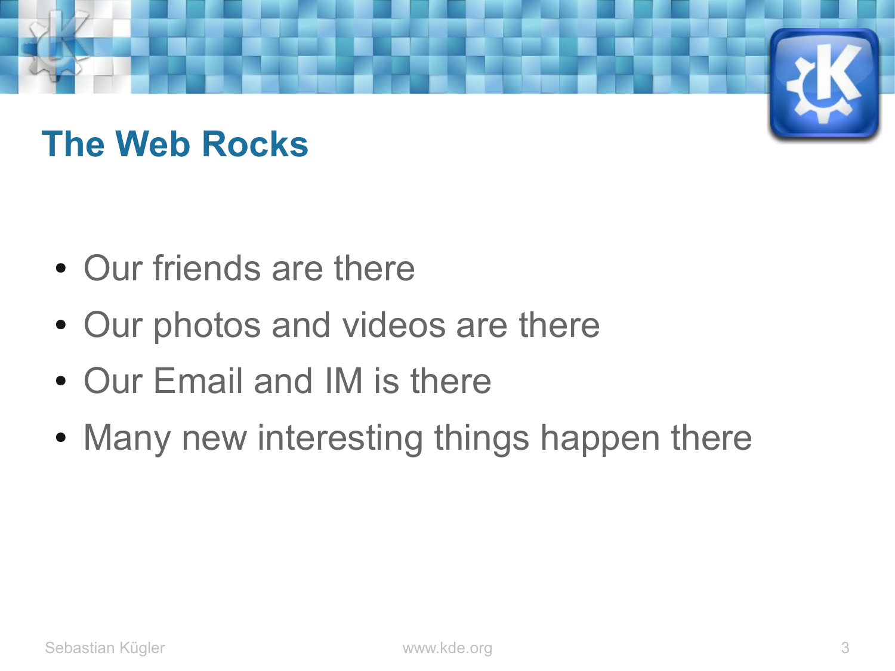# The Web Rocks

- Our friends are there
- Our photos and videos are there
- Our Email and IM is there
- Many new interesting things happen there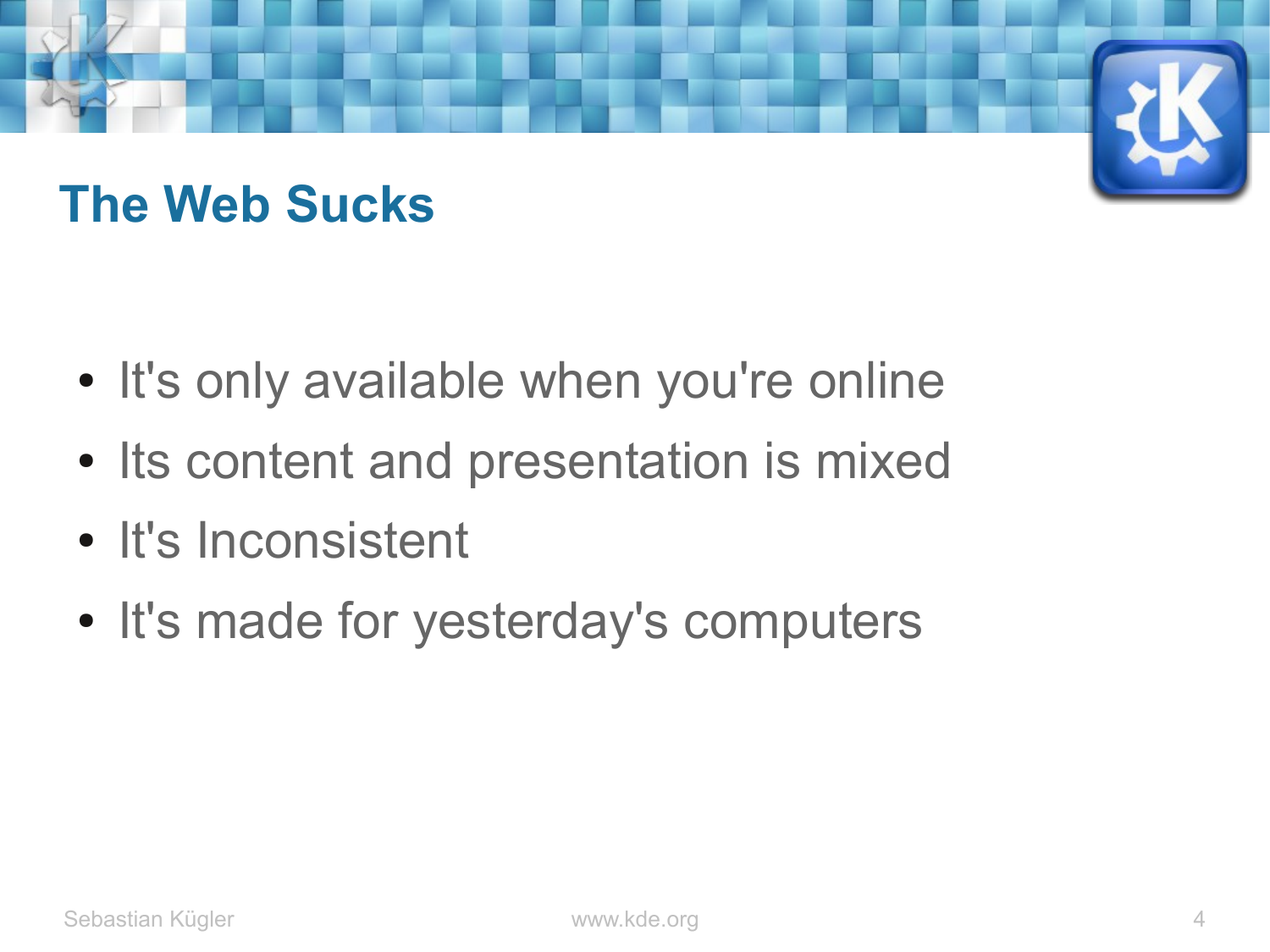# The Web Sucks

- It's only available when you're online
- Its content and presentation is mixed
- It's Inconsistent
- It's made for yesterday's computers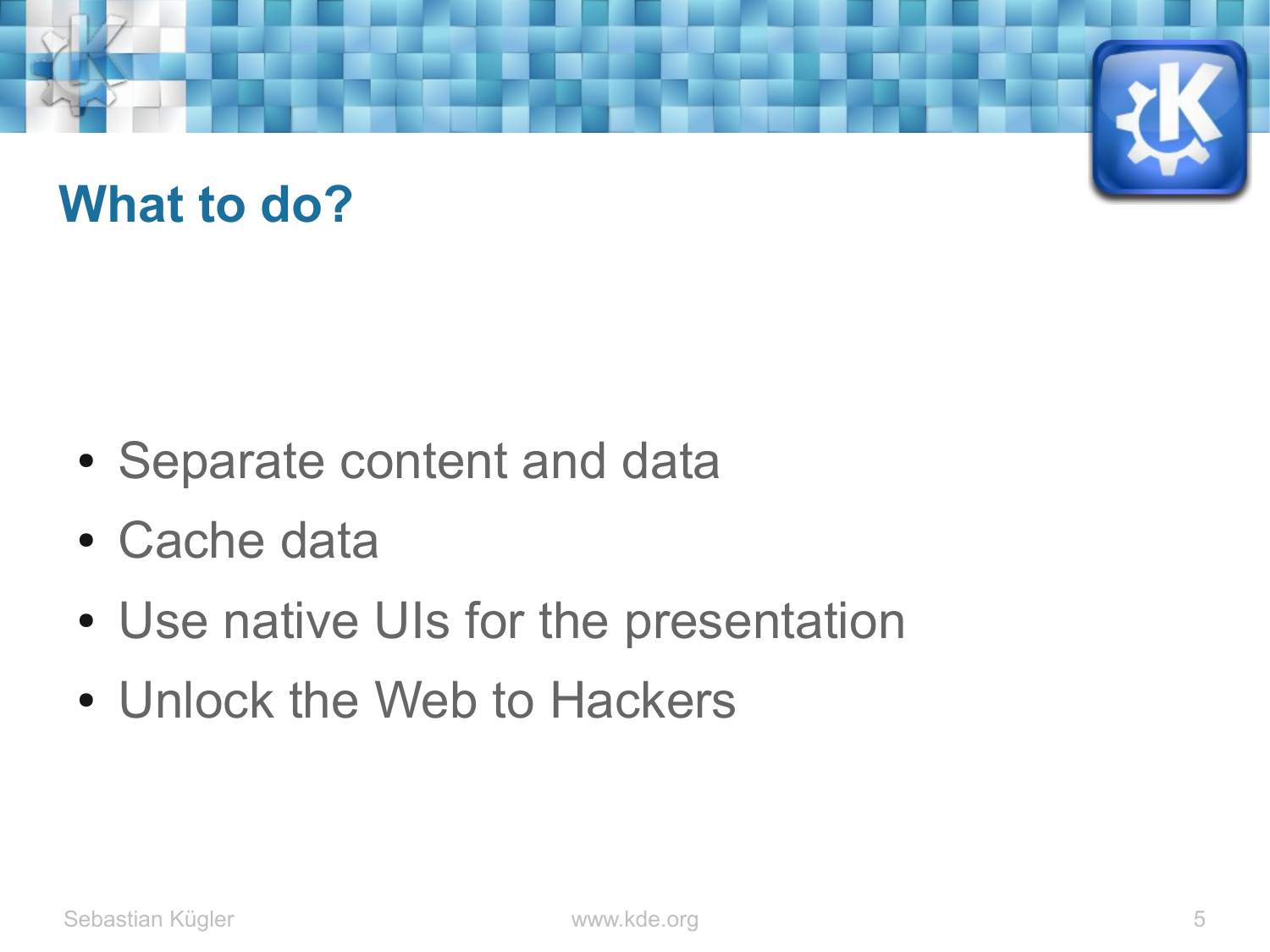# What to do?

- Separate content and data
- Cache data
- Use native UIs for the presentation
- Unlock the Web to Hackers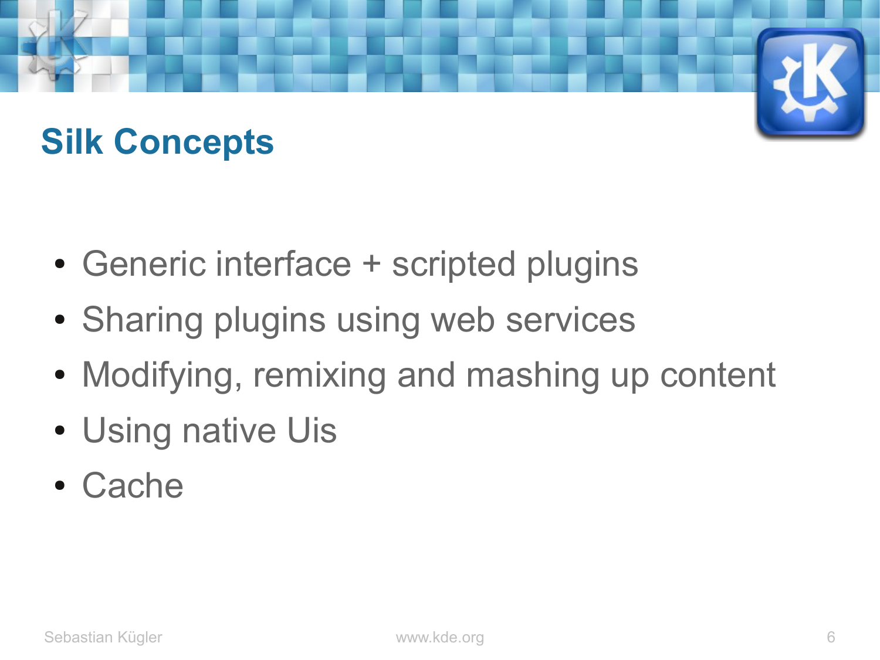# Silk Concepts

- Generic interface + scripted plugins
- Sharing plugins using web services
- Modifying, remixing and mashing up content
- Using native Uis
- Cache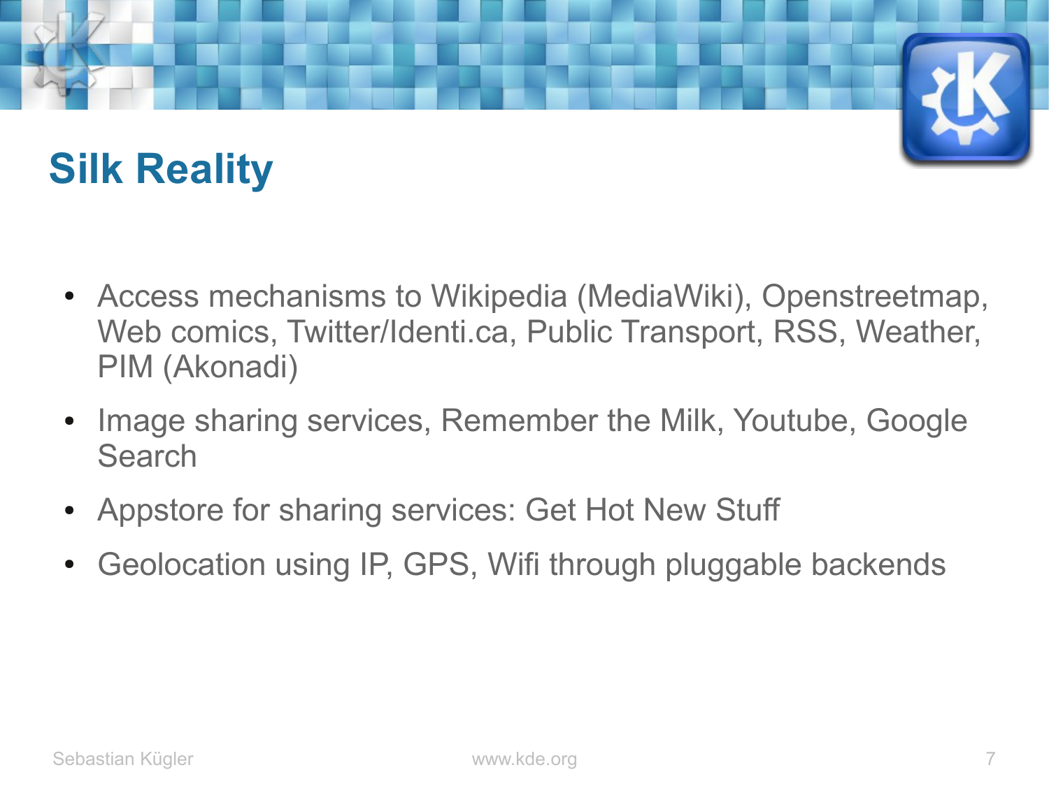# Silk Reality

- Access mechanisms to Wikipedia (MediaWiki), Openstreetmap, Web comics, Twitter/Identi.ca, Public Transport, RSS, Weather, PIM (Akonadi)
- Image sharing services, Remember the Milk, Youtube, Google Search
- Appstore for sharing services: Get Hot New Stuff
- Geolocation using IP, GPS, Wifi through pluggable backends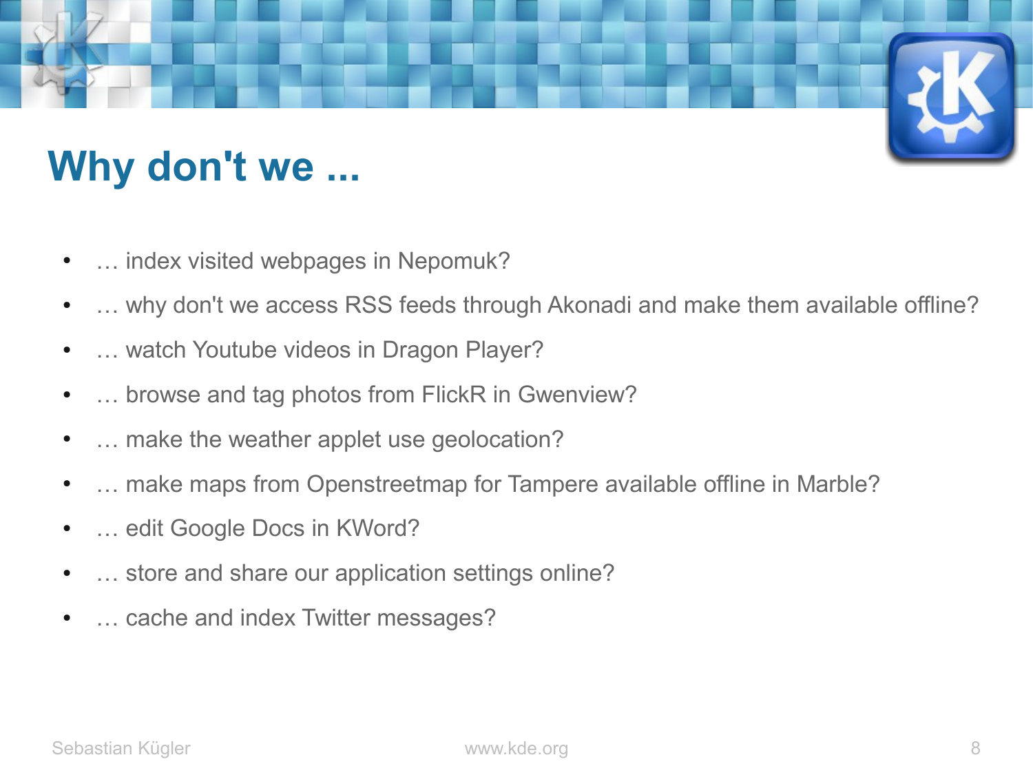# Why don't we ...

- … index visited webpages in Nepomuk?
- … why don't we access RSS feeds through Akonadi and make them available offline?
- … watch Youtube videos in Dragon Player?
- … browse and tag photos from FlickR in Gwenview?
- … make the weather applet use geolocation?
- … make maps from Openstreetmap for Tampere available offline in Marble?
- … edit Google Docs in KWord?
- … store and share our application settings online?
- … cache and index Twitter messages?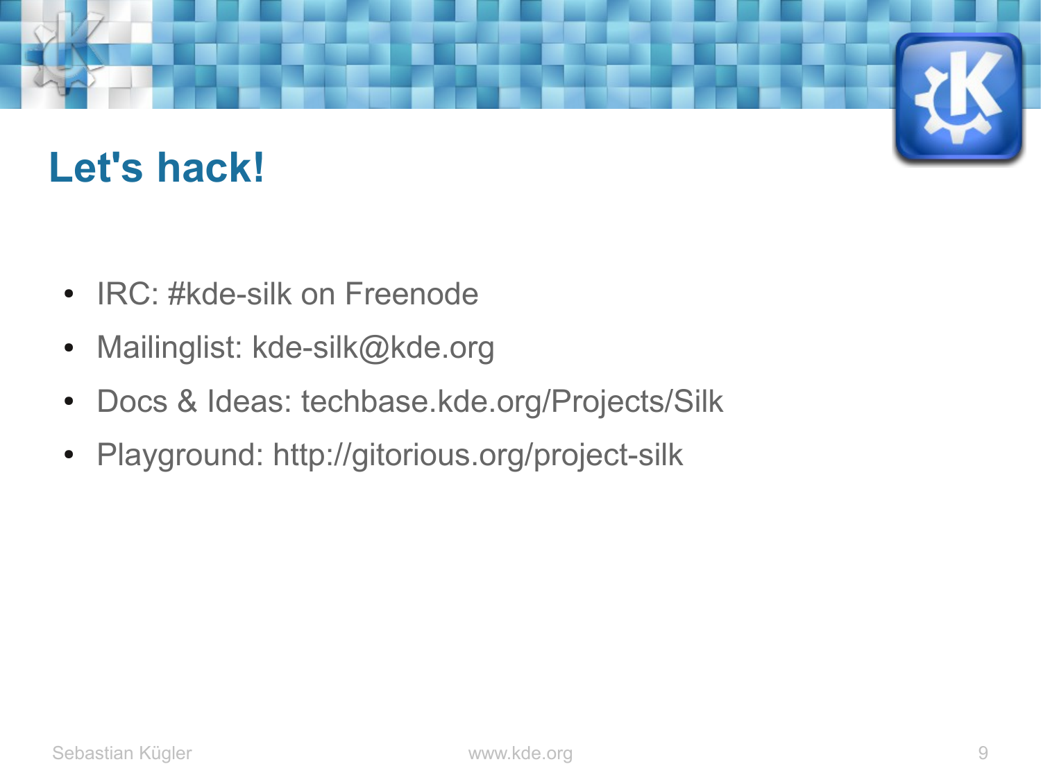# Let's hack!

- IRC: #kde-silk on Freenode
- Mailinglist: kde-silk@kde.org
- Docs & Ideas: techbase.kde.org/Projects/Silk
- Playground: http://gitorious.org/project-silk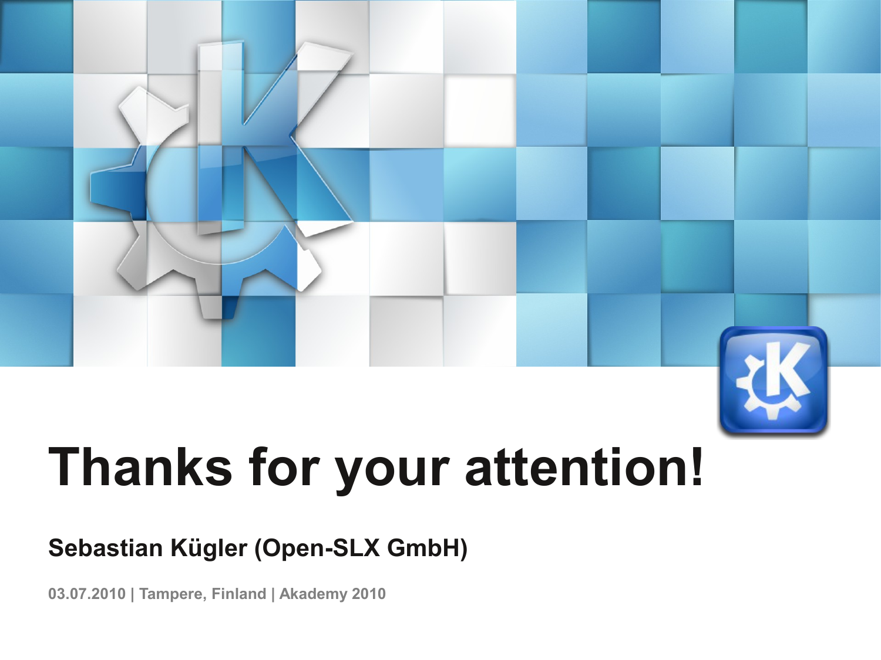# Thanks for your attention!

**Sebastian Kügler (Open-SLX GmbH)**

03.07.2010 | Tampere, Finland | Akademy 2010